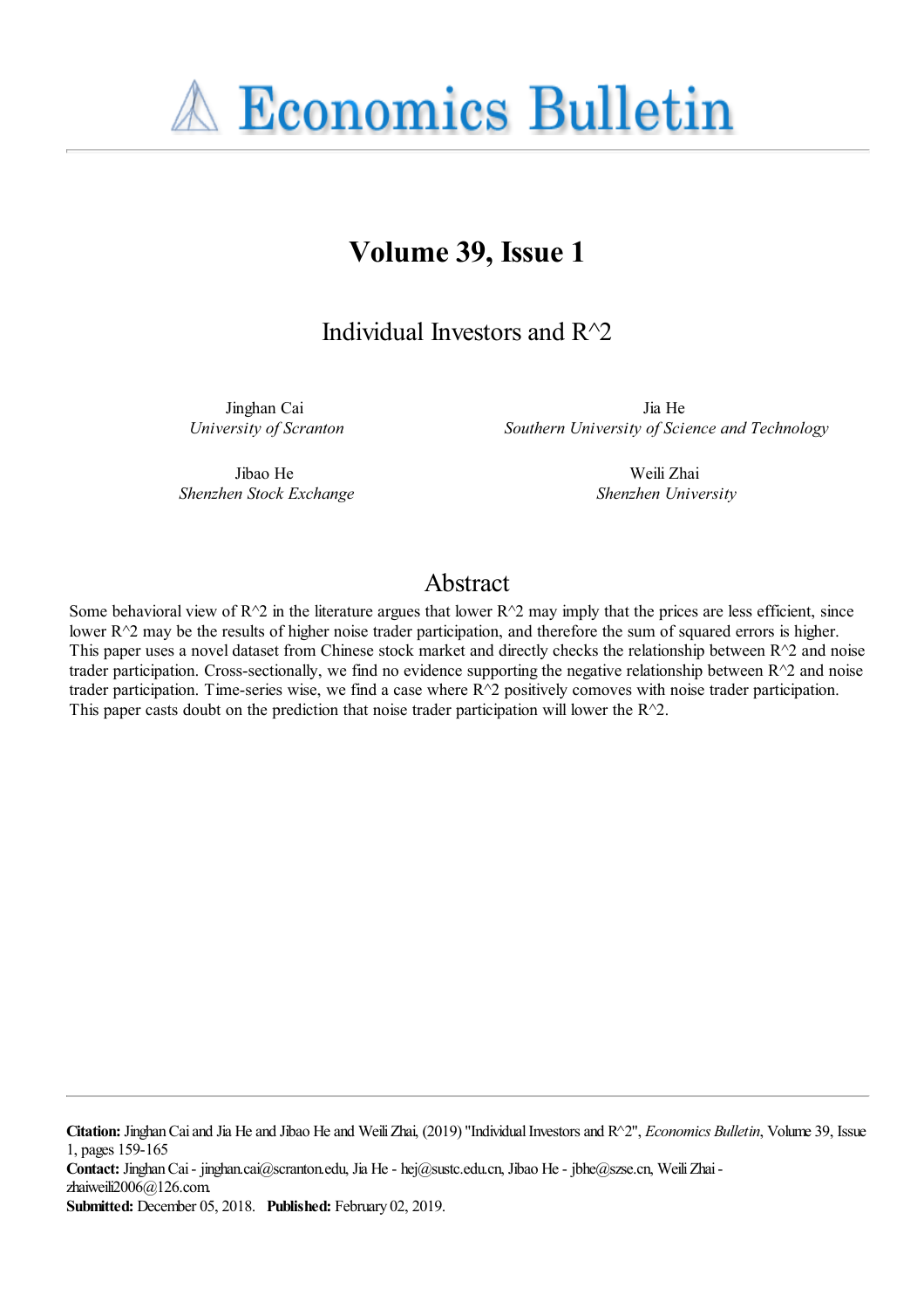# Economics Bulletin

## Volume 39, Issue 1

### Individual Investors and R^2

Jinghan Cai
*University of Scranton*

Jia He
*Southern University of Science and Technology*

Jibao He
*Shenzhen Stock Exchange*

Weili Zhai
*Shenzhen University*

## Abstract

Some behavioral view of R^2 in the literature argues that lower R^2 may imply that the prices are less efficient, since lower R^2 may be the results of higher noise trader participation, and therefore the sum of squared errors is higher. This paper uses a novel dataset from Chinese stock market and directly checks the relationship between R^2 and noise trader participation. Cross-sectionally, we find no evidence supporting the negative relationship between R^2 and noise trader participation. Time-series wise, we find a case where R^2 positively comoves with noise trader participation. This paper casts doubt on the prediction that noise trader participation will lower the R^2.

**Citation:** Jinghan Cai and Jia He and Jibao He and Weili Zhai, (2019) "Individual Investors and R^2", *Economics Bulletin*, Volume 39, Issue 1, pages 159-165
**Contact:** Jinghan Cai - jinghan.cai@scranton.edu, Jia He - hej@sustc.edu.cn, Jibao He - jbhe@szse.cn, Weili Zhai - zhaiweili2006@126.com.
**Submitted:** December 05, 2018. **Published:** February 02, 2019.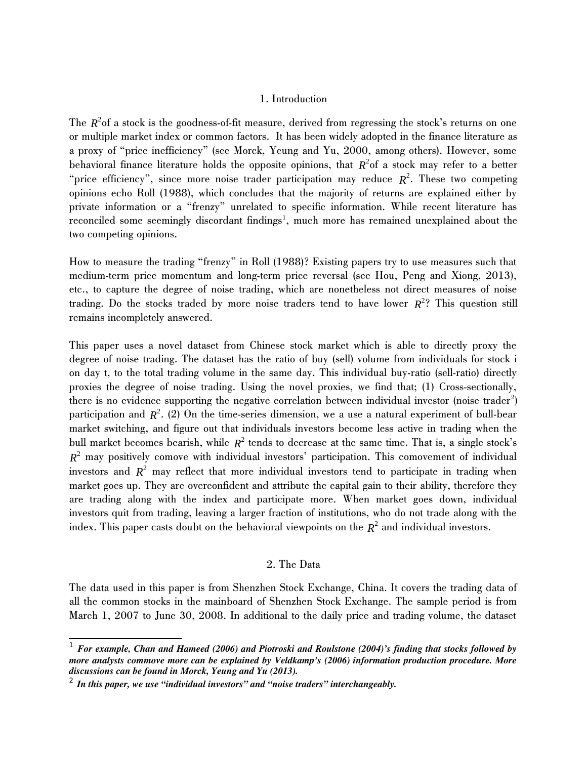## 1. Introduction

The $R^2$of a stock is the goodness-of-fit measure, derived from regressing the stock's returns on one or multiple market index or common factors. It has been widely adopted in the finance literature as a proxy of "price inefficiency" (see Morck, Yeung and Yu, 2000, among others). However, some behavioral finance literature holds the opposite opinions, that $R^2$of a stock may refer to a better "price efficiency", since more noise trader participation may reduce $R^2$. These two competing opinions echo Roll (1988), which concludes that the majority of returns are explained either by private information or a "frenzy" unrelated to specific information. While recent literature has reconciled some seemingly discordant findings[1], much more has remained unexplained about the two competing opinions.

How to measure the trading "frenzy" in Roll (1988)? Existing papers try to use measures such that medium-term price momentum and long-term price reversal (see Hou, Peng and Xiong, 2013), etc., to capture the degree of noise trading, which are nonetheless not direct measures of noise trading. Do the stocks traded by more noise traders tend to have lower $R^2$? This question still remains incompletely answered.

This paper uses a novel dataset from Chinese stock market which is able to directly proxy the degree of noise trading. The dataset has the ratio of buy (sell) volume from individuals for stock i on day t, to the total trading volume in the same day. This individual buy-ratio (sell-ratio) directly proxies the degree of noise trading. Using the novel proxies, we find that; (1) Cross-sectionally, there is no evidence supporting the negative correlation between individual investor (noise trader[2]) participation and $R^2$. (2) On the time-series dimension, we a use a natural experiment of bull-bear market switching, and figure out that individuals investors become less active in trading when the bull market becomes bearish, while $R^2$ tends to decrease at the same time. That is, a single stock's $R^2$ may positively comove with individual investors' participation. This comovement of individual investors and $R^2$ may reflect that more individual investors tend to participate in trading when market goes up. They are overconfident and attribute the capital gain to their ability, therefore they are trading along with the index and participate more. When market goes down, individual investors quit from trading, leaving a larger fraction of institutions, who do not trade along with the index. This paper casts doubt on the behavioral viewpoints on the $R^2$ and individual investors.

## 2. The Data

The data used in this paper is from Shenzhen Stock Exchange, China. It covers the trading data of all the common stocks in the mainboard of Shenzhen Stock Exchange. The sample period is from March 1, 2007 to June 30, 2008. In additional to the daily price and trading volume, the dataset

---

[1] ***For example, Chan and Hameed (2006) and Piotroski and Roulstone (2004)'s finding that stocks followed by more analysts commove more can be explained by Veldkamp's (2006) information production procedure. More discussions can be found in Morck, Yeung and Yu (2013).***

[2] ***In this paper, we use "individual investors" and "noise traders" interchangeably.***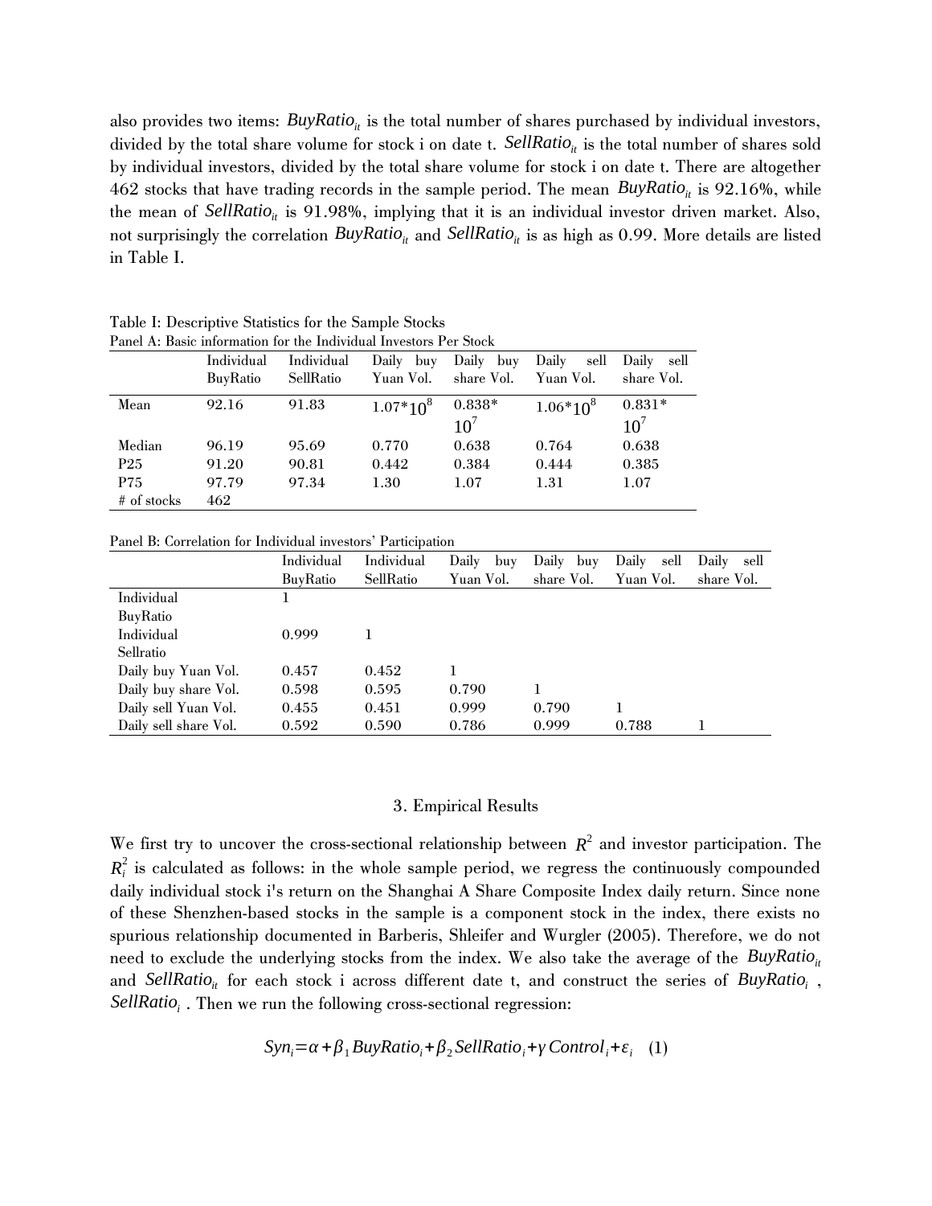also provides two items: $BuyRatio_{it}$ is the total number of shares purchased by individual investors, divided by the total share volume for stock i on date t. $SellRatio_{it}$ is the total number of shares sold by individual investors, divided by the total share volume for stock i on date t. There are altogether 462 stocks that have trading records in the sample period. The mean $BuyRatio_{it}$ is 92.16%, while the mean of $SellRatio_{it}$ is 91.98%, implying that it is an individual investor driven market. Also, not surprisingly the correlation $BuyRatio_{it}$ and $SellRatio_{it}$ is as high as 0.99. More details are listed in Table I.

Table I: Descriptive Statistics for the Sample Stocks

Panel A: Basic information for the Individual Investors Per Stock

| | Individual BuyRatio | Individual SellRatio | Daily buy Yuan Vol. | Daily buy share Vol. | Daily sell Yuan Vol. | Daily sell share Vol. |
|---|---|---|---|---|---|---|
| Mean | 92.16 | 91.83 | $1.07*10^{8}$ | $0.838*10^{7}$ | $1.06*10^{8}$ | $0.831*10^{7}$ |
| Median | 96.19 | 95.69 | 0.770 | 0.638 | 0.764 | 0.638 |
| P25 | 91.20 | 90.81 | 0.442 | 0.384 | 0.444 | 0.385 |
| P75 | 97.79 | 97.34 | 1.30 | 1.07 | 1.31 | 1.07 |
| # of stocks | 462 | | | | | |

Panel B: Correlation for Individual investors' Participation

| | Individual BuyRatio | Individual SellRatio | Daily buy Yuan Vol. | Daily buy share Vol. | Daily sell Yuan Vol. | Daily sell share Vol. |
|---|---|---|---|---|---|---|
| Individual BuyRatio | 1 | | | | | |
| Individual Sellratio | 0.999 | 1 | | | | |
| Daily buy Yuan Vol. | 0.457 | 0.452 | 1 | | | |
| Daily buy share Vol. | 0.598 | 0.595 | 0.790 | 1 | | |
| Daily sell Yuan Vol. | 0.455 | 0.451 | 0.999 | 0.790 | 1 | |
| Daily sell share Vol. | 0.592 | 0.590 | 0.786 | 0.999 | 0.788 | 1 |

## 3. Empirical Results

We first try to uncover the cross-sectional relationship between $R^2$ and investor participation. The $R_i^2$ is calculated as follows: in the whole sample period, we regress the continuously compounded daily individual stock i's return on the Shanghai A Share Composite Index daily return. Since none of these Shenzhen-based stocks in the sample is a component stock in the index, there exists no spurious relationship documented in Barberis, Shleifer and Wurgler (2005). Therefore, we do not need to exclude the underlying stocks from the index. We also take the average of the $BuyRatio_{it}$ and $SellRatio_{it}$ for each stock i across different date t, and construct the series of $BuyRatio_i$ , $SellRatio_i$ . Then we run the following cross-sectional regression:

$$Syn_i = \alpha + \beta_1 BuyRatio_i + \beta_2 SellRatio_i + \gamma Control_i + \varepsilon_i \quad (1)$$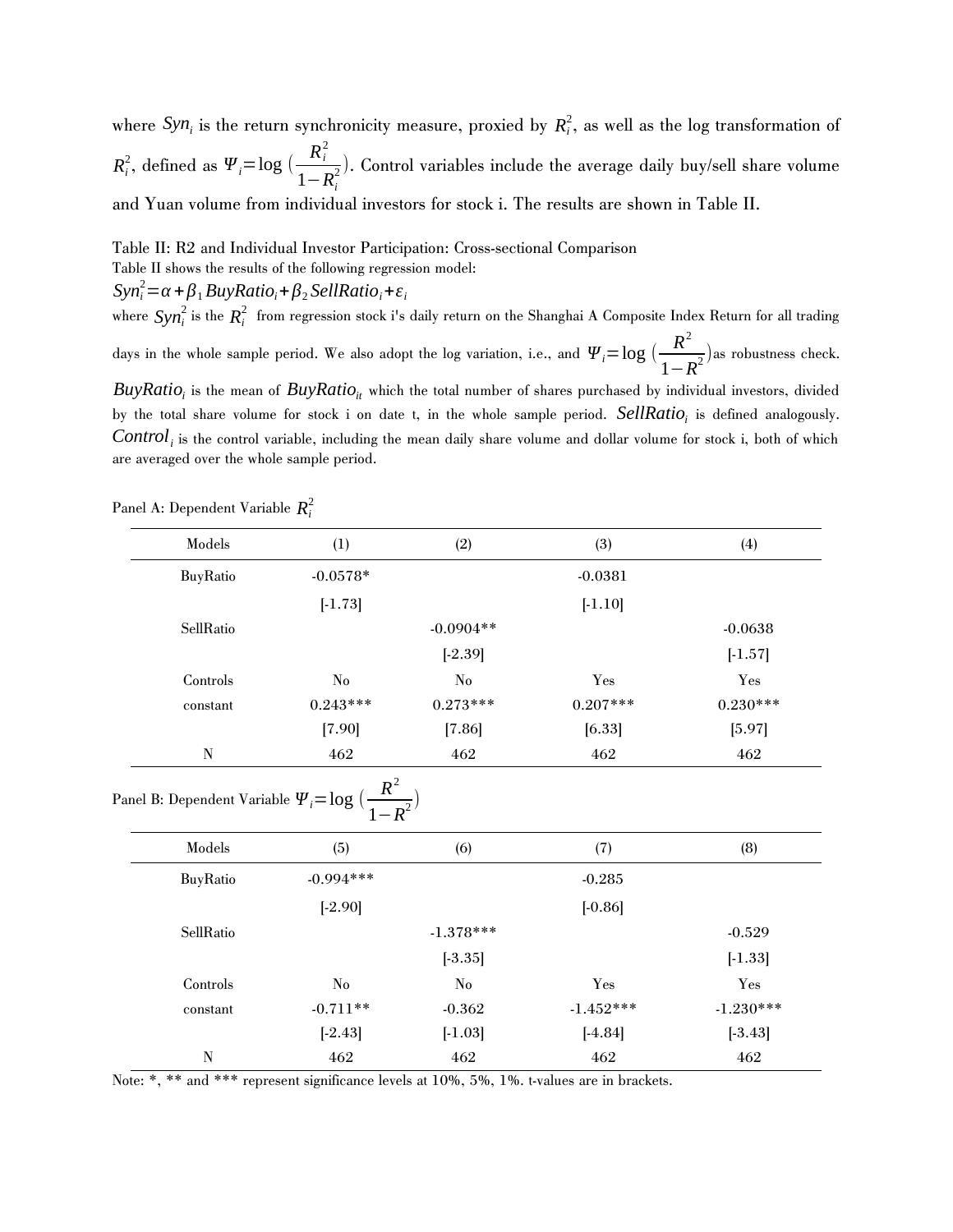where $Syn_i$ is the return synchronicity measure, proxied by $R_i^2$, as well as the log transformation of $R_i^2$, defined as $\Psi_i = \log\left(\frac{R_i^2}{1-R_i^2}\right)$. Control variables include the average daily buy/sell share volume and Yuan volume from individual investors for stock i. The results are shown in Table II.

Table II: R2 and Individual Investor Participation: Cross-sectional Comparison

Table II shows the results of the following regression model:

$$Syn_i^2 = \alpha + \beta_1 BuyRatio_i + \beta_2 SellRatio_i + \varepsilon_i$$

where $Syn_i^2$ is the $R_i^2$ from regression stock i's daily return on the Shanghai A Composite Index Return for all trading days in the whole sample period. We also adopt the log variation, i.e., and $\Psi_i = \log\left(\frac{R^2}{1-R^2}\right)$ as robustness check. $BuyRatio_i$ is the mean of $BuyRatio_{it}$ which the total number of shares purchased by individual investors, divided by the total share volume for stock i on date t, in the whole sample period. $SellRatio_i$ is defined analogously. $Control_i$ is the control variable, including the mean daily share volume and dollar volume for stock i, both of which are averaged over the whole sample period.

Panel A: Dependent Variable $R_i^2$

| Models | (1) | (2) | (3) | (4) |
|---|---|---|---|---|
| BuyRatio | -0.0578* | | -0.0381 | |
| | [-1.73] | | [-1.10] | |
| SellRatio | | -0.0904** | | -0.0638 |
| | | [-2.39] | | [-1.57] |
| Controls | No | No | Yes | Yes |
| constant | 0.243*** | 0.273*** | 0.207*** | 0.230*** |
| | [7.90] | [7.86] | [6.33] | [5.97] |
| N | 462 | 462 | 462 | 462 |

Panel B: Dependent Variable $\Psi_i = \log\left(\frac{R^2}{1-R^2}\right)$

| Models | (5) | (6) | (7) | (8) |
|---|---|---|---|---|
| BuyRatio | -0.994*** | | -0.285 | |
| | [-2.90] | | [-0.86] | |
| SellRatio | | -1.378*** | | -0.529 |
| | | [-3.35] | | [-1.33] |
| Controls | No | No | Yes | Yes |
| constant | -0.711** | -0.362 | -1.452*** | -1.230*** |
| | [-2.43] | [-1.03] | [-4.84] | [-3.43] |
| N | 462 | 462 | 462 | 462 |

Note: *, ** and *** represent significance levels at 10%, 5%, 1%. t-values are in brackets.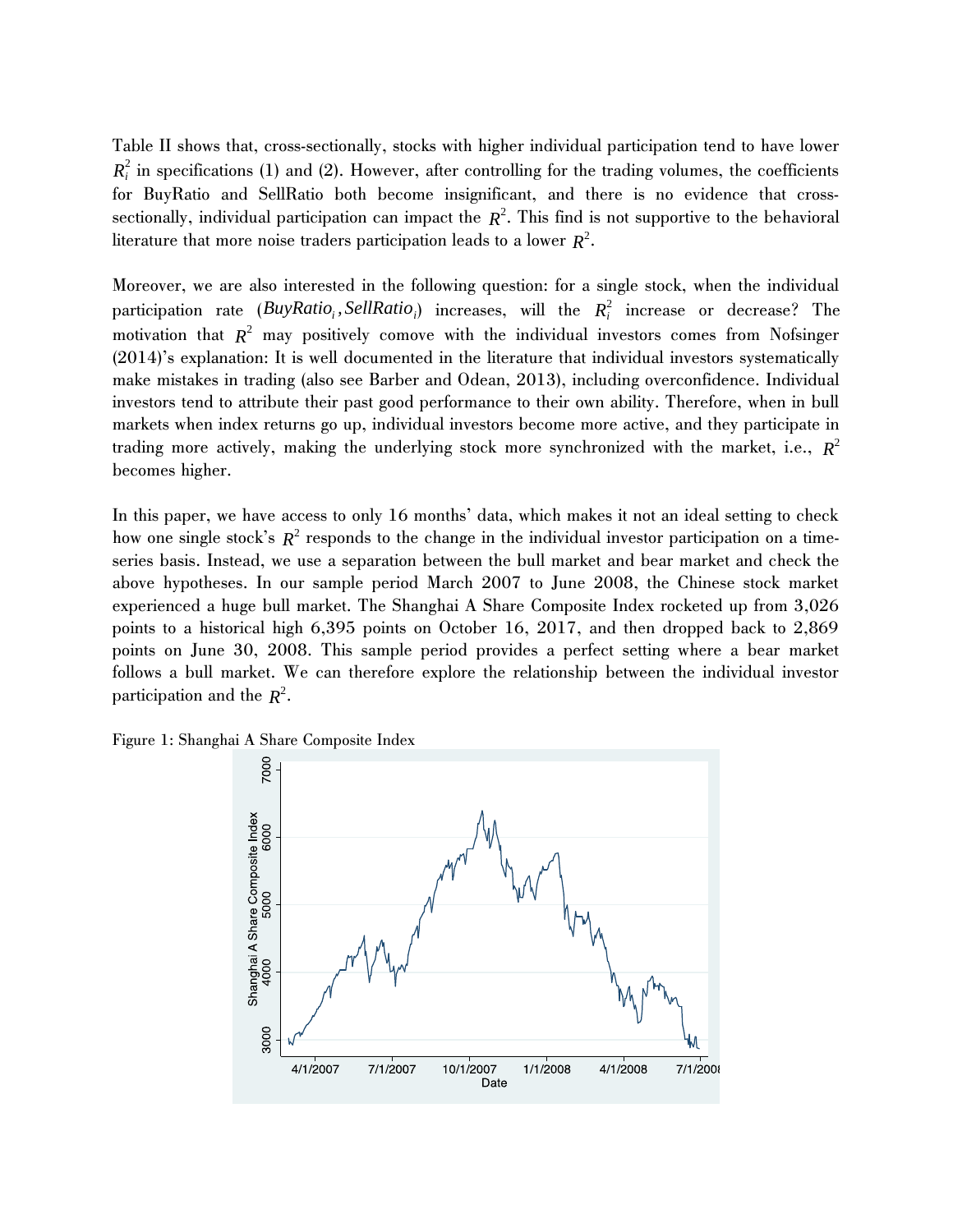Table II shows that, cross-sectionally, stocks with higher individual participation tend to have lower $R_i^2$ in specifications (1) and (2). However, after controlling for the trading volumes, the coefficients for BuyRatio and SellRatio both become insignificant, and there is no evidence that cross-sectionally, individual participation can impact the $R^2$. This find is not supportive to the behavioral literature that more noise traders participation leads to a lower $R^2$.

Moreover, we are also interested in the following question: for a single stock, when the individual participation rate ($BuyRatio_i, SellRatio_i$) increases, will the $R_i^2$ increase or decrease? The motivation that $R^2$ may positively comove with the individual investors comes from Nofsinger (2014)'s explanation: It is well documented in the literature that individual investors systematically make mistakes in trading (also see Barber and Odean, 2013), including overconfidence. Individual investors tend to attribute their past good performance to their own ability. Therefore, when in bull markets when index returns go up, individual investors become more active, and they participate in trading more actively, making the underlying stock more synchronized with the market, i.e., $R^2$ becomes higher.

In this paper, we have access to only 16 months' data, which makes it not an ideal setting to check how one single stock's $R^2$ responds to the change in the individual investor participation on a time-series basis. Instead, we use a separation between the bull market and bear market and check the above hypotheses. In our sample period March 2007 to June 2008, the Chinese stock market experienced a huge bull market. The Shanghai A Share Composite Index rocketed up from 3,026 points to a historical high 6,395 points on October 16, 2017, and then dropped back to 2,869 points on June 30, 2008. This sample period provides a perfect setting where a bear market follows a bull market. We can therefore explore the relationship between the individual investor participation and the $R^2$.

Figure 1: Shanghai A Share Composite Index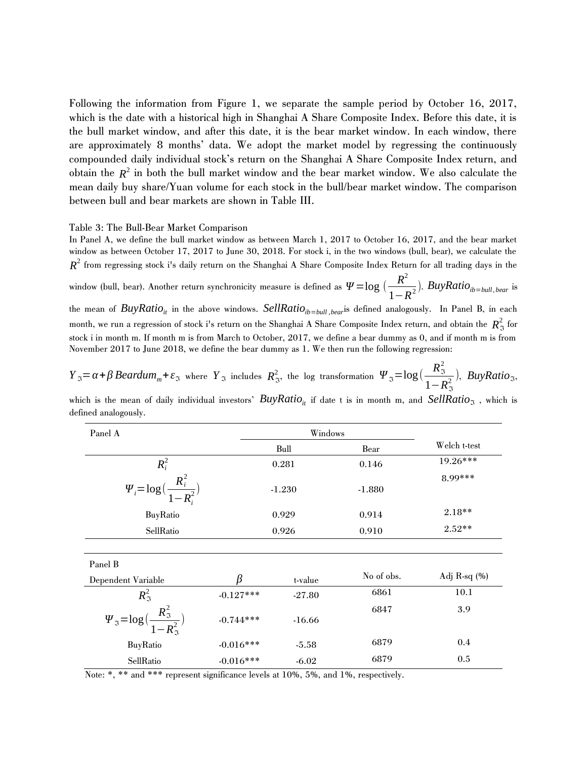Following the information from Figure 1, we separate the sample period by October 16, 2017, which is the date with a historical high in Shanghai A Share Composite Index. Before this date, it is the bull market window, and after this date, it is the bear market window. In each window, there are approximately 8 months' data. We adopt the market model by regressing the continuously compounded daily individual stock's return on the Shanghai A Share Composite Index return, and obtain the $R^2$ in both the bull market window and the bear market window. We also calculate the mean daily buy share/Yuan volume for each stock in the bull/bear market window. The comparison between bull and bear markets are shown in Table III.

Table 3: The Bull-Bear Market Comparison

In Panel A, we define the bull market window as between March 1, 2017 to October 16, 2017, and the bear market window as between October 17, 2017 to June 30, 2018. For stock i, in the two windows (bull, bear), we calculate the $R^2$ from regressing stock i's daily return on the Shanghai A Share Composite Index Return for all trading days in the window (bull, bear). Another return synchronicity measure is defined as $\Psi = \log\left(\frac{R^2}{1-R^2}\right)$. $BuyRatio_{ib=bull,bear}$ is the mean of $BuyRatio_{it}$ in the above windows. $SellRatio_{ib=bull,bear}$ is defined analogously. In Panel B, in each month, we run a regression of stock i's return on the Shanghai A Share Composite Index return, and obtain the $R^2_{\Im}$ for stock i in month m. If month m is from March to October, 2017, we define a bear dummy as 0, and if month m is from November 2017 to June 2018, we define the bear dummy as 1. We then run the following regression:

$Y_{\Im} = \alpha + \beta\, Beardum_m + \varepsilon_{\Im}$ where $Y_{\Im}$ includes $R^2_{\Im}$, the log transformation $\Psi_{\Im} = \log\left(\frac{R^2_{\Im}}{1-R^2_{\Im}}\right)$, $BuyRatio_{\Im}$, which is the mean of daily individual investors' $BuyRatio_{it}$ if date t is in month m, and $SellRatio_{\Im}$, which is defined analogously.

| Panel A | Windows | | Welch t-test |
|---|---|---|---|
| | Bull | Bear | |
| $R_i^2$ | 0.281 | 0.146 | 19.26*** |
| $\Psi_i = \log\left(\frac{R_i^2}{1-R_i^2}\right)$ | -1.230 | -1.880 | 8.99*** |
| BuyRatio | 0.929 | 0.914 | 2.18** |
| SellRatio | 0.926 | 0.910 | 2.52** |

| Panel B Dependent Variable | $\beta$ | t-value | No of obs. | Adj R-sq (%) |
|---|---|---|---|---|
| $R^2_{\Im}$ | -0.127*** | -27.80 | 6861 | 10.1 |
| $\Psi_{\Im} = \log\left(\frac{R^2_{\Im}}{1-R^2_{\Im}}\right)$ | -0.744*** | -16.66 | 6847 | 3.9 |
| BuyRatio | -0.016*** | -5.58 | 6879 | 0.4 |
| SellRatio | -0.016*** | -6.02 | 6879 | 0.5 |

Note: *, ** and *** represent significance levels at 10%, 5%, and 1%, respectively.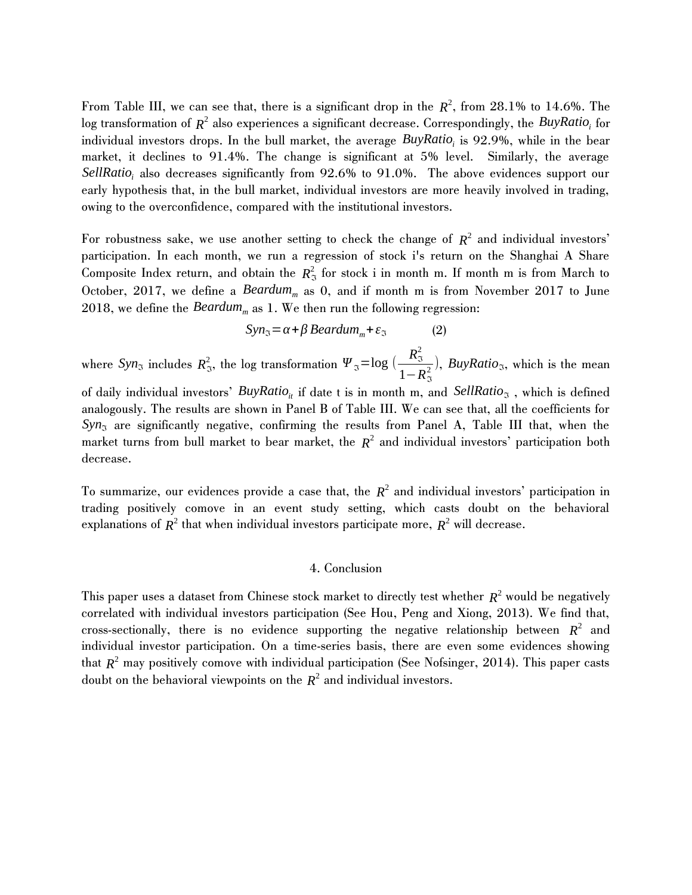From Table III, we can see that, there is a significant drop in the $R^2$, from 28.1% to 14.6%. The log transformation of $R^2$ also experiences a significant decrease. Correspondingly, the $BuyRatio_i$ for individual investors drops. In the bull market, the average $BuyRatio_i$ is 92.9%, while in the bear market, it declines to 91.4%. The change is significant at 5% level. Similarly, the average $SellRatio_i$ also decreases significantly from 92.6% to 91.0%. The above evidences support our early hypothesis that, in the bull market, individual investors are more heavily involved in trading, owing to the overconfidence, compared with the institutional investors.

For robustness sake, we use another setting to check the change of $R^2$ and individual investors' participation. In each month, we run a regression of stock i's return on the Shanghai A Share Composite Index return, and obtain the $R^2_{\mathfrak{Z}}$ for stock i in month m. If month m is from March to October, 2017, we define a $Beardum_m$ as 0, and if month m is from November 2017 to June 2018, we define the $Beardum_m$ as 1. We then run the following regression:

$$Syn_{\mathfrak{Z}} = \alpha + \beta\, Beardum_m + \varepsilon_{\mathfrak{Z}} \qquad (2)$$

where $Syn_{\mathfrak{Z}}$ includes $R^2_{\mathfrak{Z}}$, the log transformation $\Psi_{\mathfrak{Z}} = \log\left(\frac{R^2_{\mathfrak{Z}}}{1-R^2_{\mathfrak{Z}}}\right)$, $BuyRatio_{\mathfrak{Z}}$, which is the mean of daily individual investors' $BuyRatio_{it}$ if date t is in month m, and $SellRatio_{\mathfrak{Z}}$ , which is defined analogously. The results are shown in Panel B of Table III. We can see that, all the coefficients for $Syn_{\mathfrak{Z}}$ are significantly negative, confirming the results from Panel A, Table III that, when the market turns from bull market to bear market, the $R^2$ and individual investors' participation both decrease.

To summarize, our evidences provide a case that, the $R^2$ and individual investors' participation in trading positively comove in an event study setting, which casts doubt on the behavioral explanations of $R^2$ that when individual investors participate more, $R^2$ will decrease.

## 4. Conclusion

This paper uses a dataset from Chinese stock market to directly test whether $R^2$ would be negatively correlated with individual investors participation (See Hou, Peng and Xiong, 2013). We find that, cross-sectionally, there is no evidence supporting the negative relationship between $R^2$ and individual investor participation. On a time-series basis, there are even some evidences showing that $R^2$ may positively comove with individual participation (See Nofsinger, 2014). This paper casts doubt on the behavioral viewpoints on the $R^2$ and individual investors.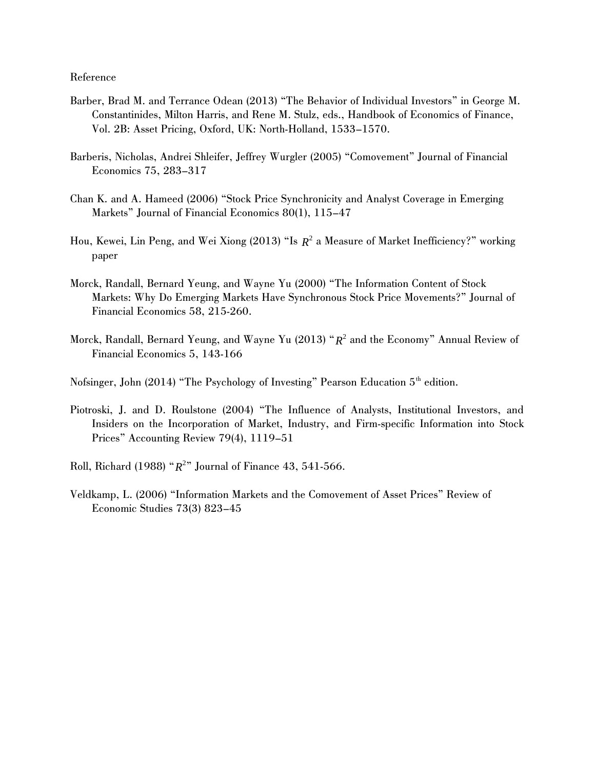Reference

Barber, Brad M. and Terrance Odean (2013) "The Behavior of Individual Investors" in George M. Constantinides, Milton Harris, and Rene M. Stulz, eds., Handbook of Economics of Finance, Vol. 2B: Asset Pricing, Oxford, UK: North-Holland, 1533–1570.

Barberis, Nicholas, Andrei Shleifer, Jeffrey Wurgler (2005) "Comovement" Journal of Financial Economics 75, 283–317

Chan K. and A. Hameed (2006) "Stock Price Synchronicity and Analyst Coverage in Emerging Markets" Journal of Financial Economics 80(1), 115–47

Hou, Kewei, Lin Peng, and Wei Xiong (2013) "Is $R^2$ a Measure of Market Inefficiency?" working paper

Morck, Randall, Bernard Yeung, and Wayne Yu (2000) "The Information Content of Stock Markets: Why Do Emerging Markets Have Synchronous Stock Price Movements?" Journal of Financial Economics 58, 215-260.

Morck, Randall, Bernard Yeung, and Wayne Yu (2013) "$R^2$ and the Economy" Annual Review of Financial Economics 5, 143-166

Nofsinger, John (2014) "The Psychology of Investing" Pearson Education 5th edition.

Piotroski, J. and D. Roulstone (2004) "The Influence of Analysts, Institutional Investors, and Insiders on the Incorporation of Market, Industry, and Firm-specific Information into Stock Prices" Accounting Review 79(4), 1119–51

Roll, Richard (1988) "$R^2$" Journal of Finance 43, 541-566.

Veldkamp, L. (2006) "Information Markets and the Comovement of Asset Prices" Review of Economic Studies 73(3) 823–45